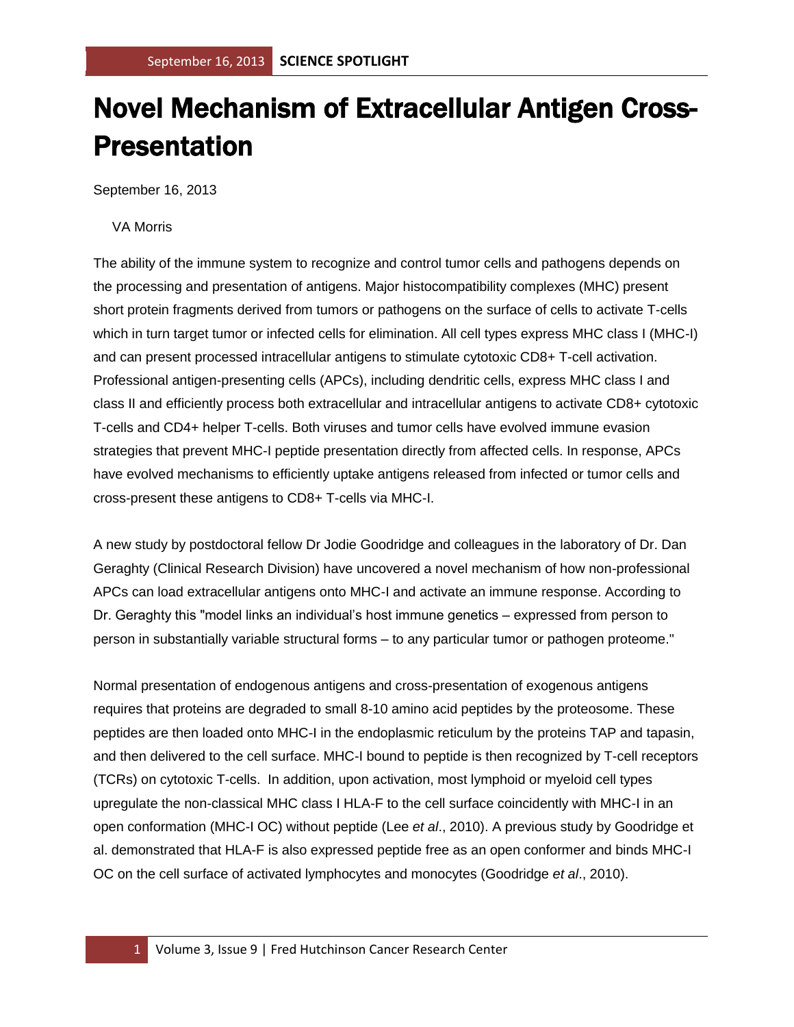# Novel Mechanism of Extracellular Antigen Cross-Presentation

September 16, 2013

VA Morris

The ability of the immune system to recognize and control tumor cells and pathogens depends on the processing and presentation of antigens. Major histocompatibility complexes (MHC) present short protein fragments derived from tumors or pathogens on the surface of cells to activate T-cells which in turn target tumor or infected cells for elimination. All cell types express MHC class I (MHC-I) and can present processed intracellular antigens to stimulate cytotoxic CD8+ T-cell activation. Professional antigen-presenting cells (APCs), including dendritic cells, express MHC class I and class II and efficiently process both extracellular and intracellular antigens to activate CD8+ cytotoxic T-cells and CD4+ helper T-cells. Both viruses and tumor cells have evolved immune evasion strategies that prevent MHC-I peptide presentation directly from affected cells. In response, APCs have evolved mechanisms to efficiently uptake antigens released from infected or tumor cells and cross-present these antigens to CD8+ T-cells via MHC-I.

A new study by postdoctoral fellow Dr Jodie Goodridge and colleagues in the laboratory of Dr. Dan Geraghty (Clinical Research Division) have uncovered a novel mechanism of how non-professional APCs can load extracellular antigens onto MHC-I and activate an immune response. According to Dr. Geraghty this "model links an individual's host immune genetics – expressed from person to person in substantially variable structural forms – to any particular tumor or pathogen proteome."

Normal presentation of endogenous antigens and cross-presentation of exogenous antigens requires that proteins are degraded to small 8-10 amino acid peptides by the proteosome. These peptides are then loaded onto MHC-I in the endoplasmic reticulum by the proteins TAP and tapasin, and then delivered to the cell surface. MHC-I bound to peptide is then recognized by T-cell receptors (TCRs) on cytotoxic T-cells. In addition, upon activation, most lymphoid or myeloid cell types upregulate the non-classical MHC class I HLA-F to the cell surface coincidently with MHC-I in an open conformation (MHC-I OC) without peptide (Lee *et al*., 2010). A previous study by Goodridge et al. demonstrated that HLA-F is also expressed peptide free as an open conformer and binds MHC-I OC on the cell surface of activated lymphocytes and monocytes (Goodridge *et al*., 2010).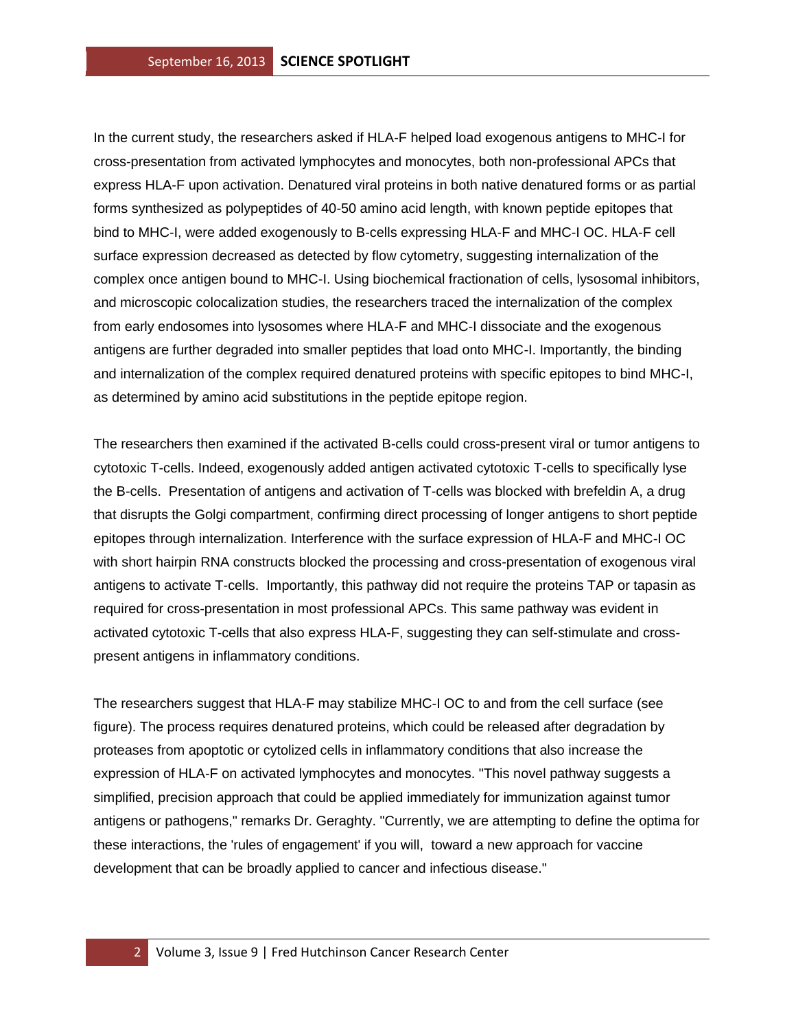In the current study, the researchers asked if HLA-F helped load exogenous antigens to MHC-I for cross-presentation from activated lymphocytes and monocytes, both non-professional APCs that express HLA-F upon activation. Denatured viral proteins in both native denatured forms or as partial forms synthesized as polypeptides of 40-50 amino acid length, with known peptide epitopes that bind to MHC-I, were added exogenously to B-cells expressing HLA-F and MHC-I OC. HLA-F cell surface expression decreased as detected by flow cytometry, suggesting internalization of the complex once antigen bound to MHC-I. Using biochemical fractionation of cells, lysosomal inhibitors, and microscopic colocalization studies, the researchers traced the internalization of the complex from early endosomes into lysosomes where HLA-F and MHC-I dissociate and the exogenous antigens are further degraded into smaller peptides that load onto MHC-I. Importantly, the binding and internalization of the complex required denatured proteins with specific epitopes to bind MHC-I, as determined by amino acid substitutions in the peptide epitope region.

The researchers then examined if the activated B-cells could cross-present viral or tumor antigens to cytotoxic T-cells. Indeed, exogenously added antigen activated cytotoxic T-cells to specifically lyse the B-cells. Presentation of antigens and activation of T-cells was blocked with brefeldin A, a drug that disrupts the Golgi compartment, confirming direct processing of longer antigens to short peptide epitopes through internalization. Interference with the surface expression of HLA-F and MHC-I OC with short hairpin RNA constructs blocked the processing and cross-presentation of exogenous viral antigens to activate T-cells. Importantly, this pathway did not require the proteins TAP or tapasin as required for cross-presentation in most professional APCs. This same pathway was evident in activated cytotoxic T-cells that also express HLA-F, suggesting they can self-stimulate and cross-present antigens in inflammatory conditions.

The researchers suggest that HLA-F may stabilize MHC-I OC to and from the cell surface (see figure). The process requires denatured proteins, which could be released after degradation by proteases from apoptotic or cytolized cells in inflammatory conditions that also increase the expression of HLA-F on activated lymphocytes and monocytes. "This novel pathway suggests a simplified, precision approach that could be applied immediately for immunization against tumor antigens or pathogens," remarks Dr. Geraghty. "Currently, we are attempting to define the optima for these interactions, the 'rules of engagement' if you will, toward a new approach for vaccine development that can be broadly applied to cancer and infectious disease."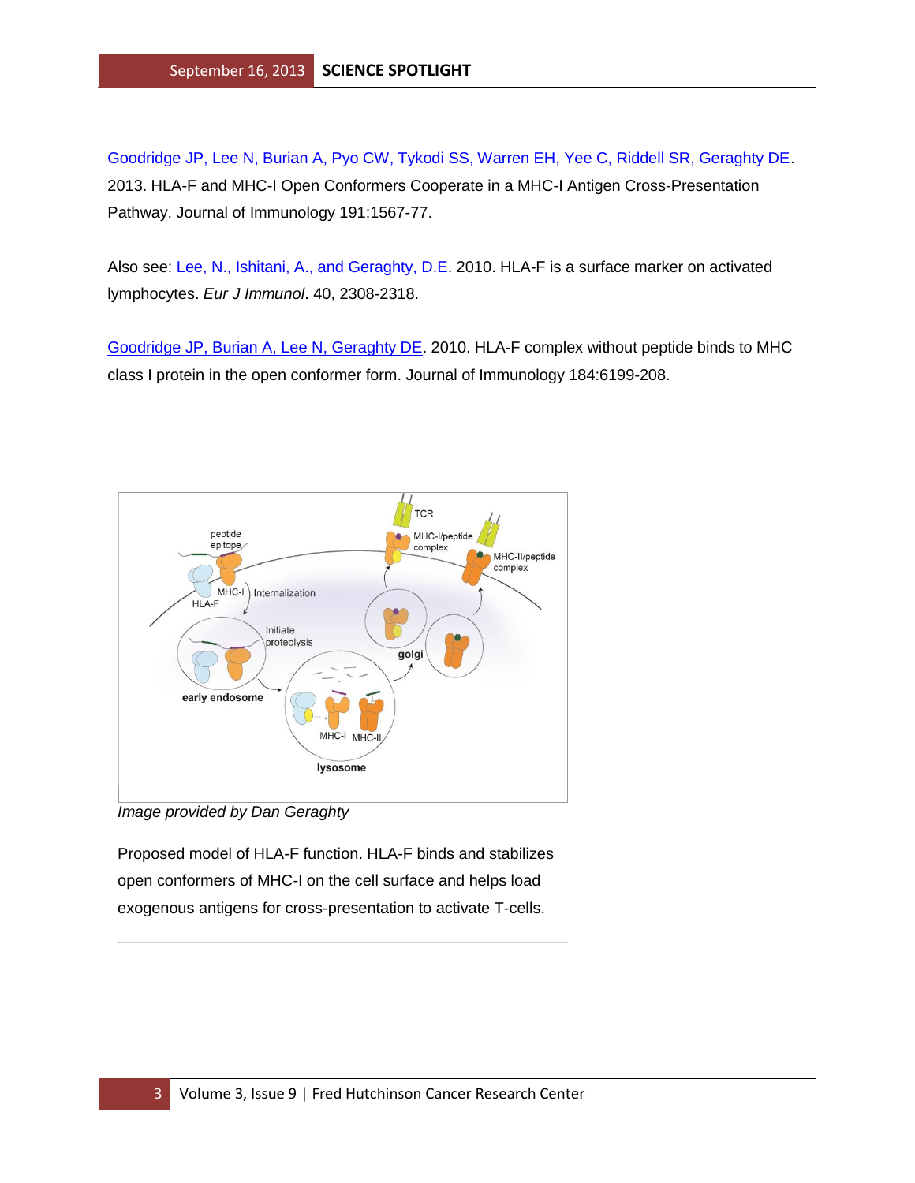Goodridge JP, Lee N, Burian A, Pyo CW, Tykodi SS, Warren EH, Yee C, Riddell SR, Geraghty DE. 2013. HLA-F and MHC-I Open Conformers Cooperate in a MHC-I Antigen Cross-Presentation Pathway. Journal of Immunology 191:1567-77.

Also see: Lee, N., Ishitani, A., and Geraghty, D.E. 2010. HLA-F is a surface marker on activated lymphocytes. *Eur J Immunol*. 40, 2308-2318.

Goodridge JP, Burian A, Lee N, Geraghty DE. 2010. HLA-F complex without peptide binds to MHC class I protein in the open conformer form. Journal of Immunology 184:6199-208.

*Image provided by Dan Geraghty*

Proposed model of HLA-F function. HLA-F binds and stabilizes open conformers of MHC-I on the cell surface and helps load exogenous antigens for cross-presentation to activate T-cells.